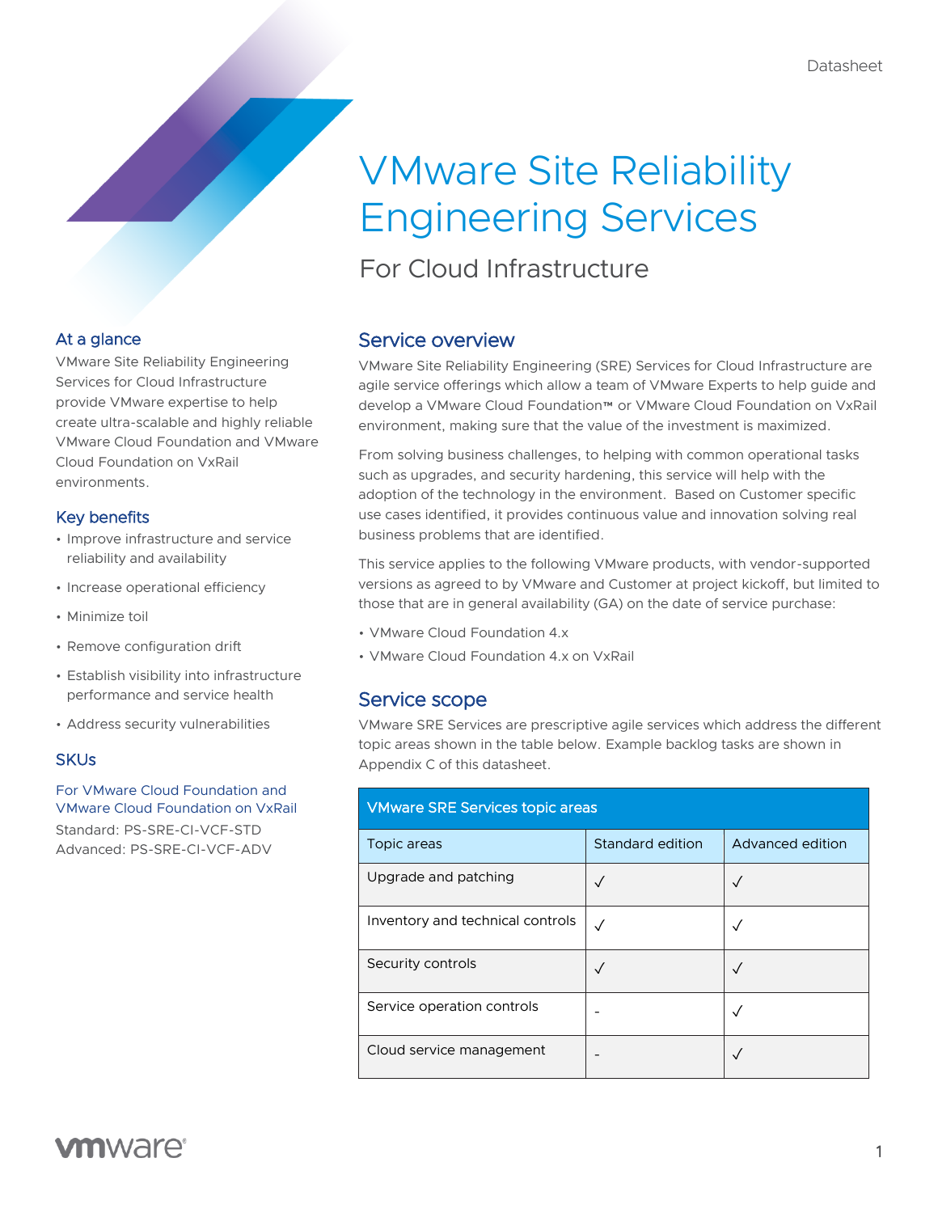# VMware Site Reliability Engineering Services

## For Cloud Infrastructure

### At a glance

VMware Site Reliability Engineering Services for Cloud Infrastructure provide VMware expertise to help create ultra-scalable and highly reliable VMware Cloud Foundation and VMware Cloud Foundation on VxRail environments.

### Key benefits

- Improve infrastructure and service reliability and availability
- Increase operational efficiency
- Minimize toil
- Remove configuration drift
- Establish visibility into infrastructure performance and service health
- Address security vulnerabilities

### SKUs

For VMware Cloud Foundation and VMware Cloud Foundation on VxRail

Standard: PS-SRE-CI-VCF-STD
Advanced: PS-SRE-CI-VCF-ADV

## Service overview

VMware Site Reliability Engineering (SRE) Services for Cloud Infrastructure are agile service offerings which allow a team of VMware Experts to help guide and develop a VMware Cloud Foundation™ or VMware Cloud Foundation on VxRail environment, making sure that the value of the investment is maximized.

From solving business challenges, to helping with common operational tasks such as upgrades, and security hardening, this service will help with the adoption of the technology in the environment. Based on Customer specific use cases identified, it provides continuous value and innovation solving real business problems that are identified.

This service applies to the following VMware products, with vendor-supported versions as agreed to by VMware and Customer at project kickoff, but limited to those that are in general availability (GA) on the date of service purchase:

- VMware Cloud Foundation 4.x
- VMware Cloud Foundation 4.x on VxRail

## Service scope

VMware SRE Services are prescriptive agile services which address the different topic areas shown in the table below. Example backlog tasks are shown in Appendix C of this datasheet.

| VMware SRE Services topic areas | | |
|---|---|---|
| Topic areas | Standard edition | Advanced edition |
| Upgrade and patching | ✓ | ✓ |
| Inventory and technical controls | ✓ | ✓ |
| Security controls | ✓ | ✓ |
| Service operation controls | - | ✓ |
| Cloud service management | - | ✓ |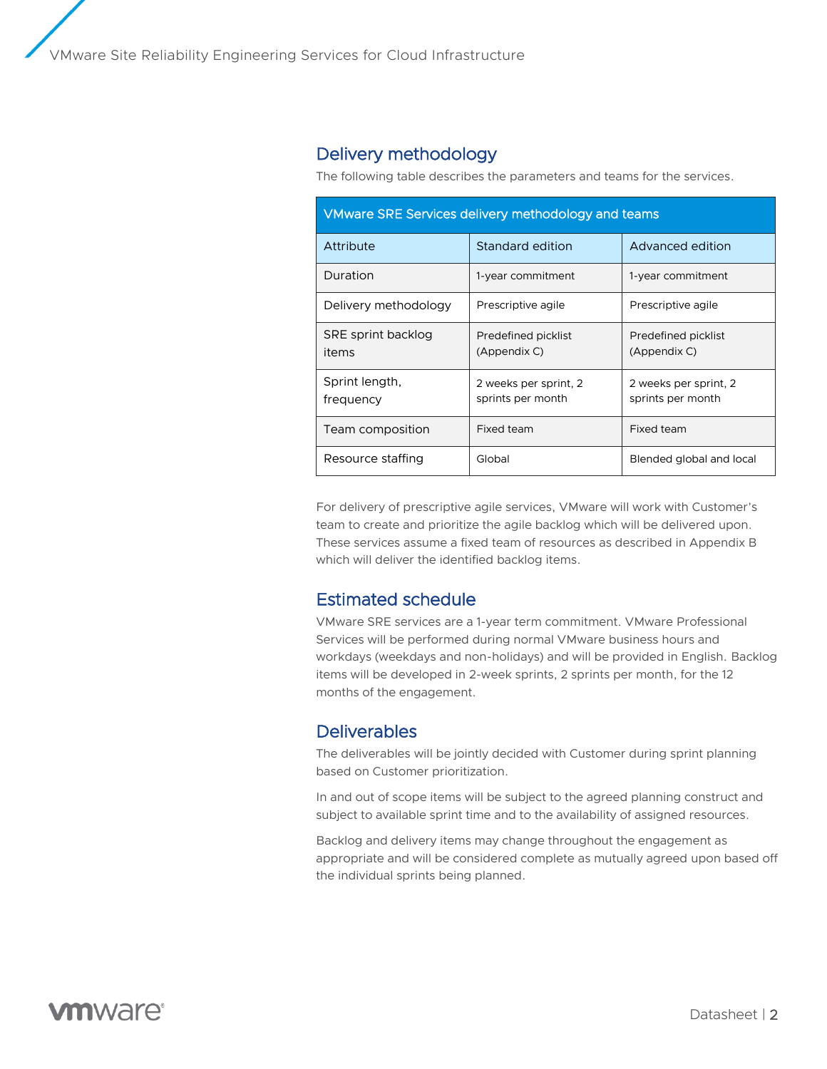## Delivery methodology

The following table describes the parameters and teams for the services.

| VMware SRE Services delivery methodology and teams | | |
|---|---|---|
| Attribute | Standard edition | Advanced edition |
| Duration | 1-year commitment | 1-year commitment |
| Delivery methodology | Prescriptive agile | Prescriptive agile |
| SRE sprint backlog items | Predefined picklist (Appendix C) | Predefined picklist (Appendix C) |
| Sprint length, frequency | 2 weeks per sprint, 2 sprints per month | 2 weeks per sprint, 2 sprints per month |
| Team composition | Fixed team | Fixed team |
| Resource staffing | Global | Blended global and local |

For delivery of prescriptive agile services, VMware will work with Customer's team to create and prioritize the agile backlog which will be delivered upon. These services assume a fixed team of resources as described in Appendix B which will deliver the identified backlog items.

## Estimated schedule

VMware SRE services are a 1-year term commitment. VMware Professional Services will be performed during normal VMware business hours and workdays (weekdays and non-holidays) and will be provided in English. Backlog items will be developed in 2-week sprints, 2 sprints per month, for the 12 months of the engagement.

## Deliverables

The deliverables will be jointly decided with Customer during sprint planning based on Customer prioritization.

In and out of scope items will be subject to the agreed planning construct and subject to available sprint time and to the availability of assigned resources.

Backlog and delivery items may change throughout the engagement as appropriate and will be considered complete as mutually agreed upon based off the individual sprints being planned.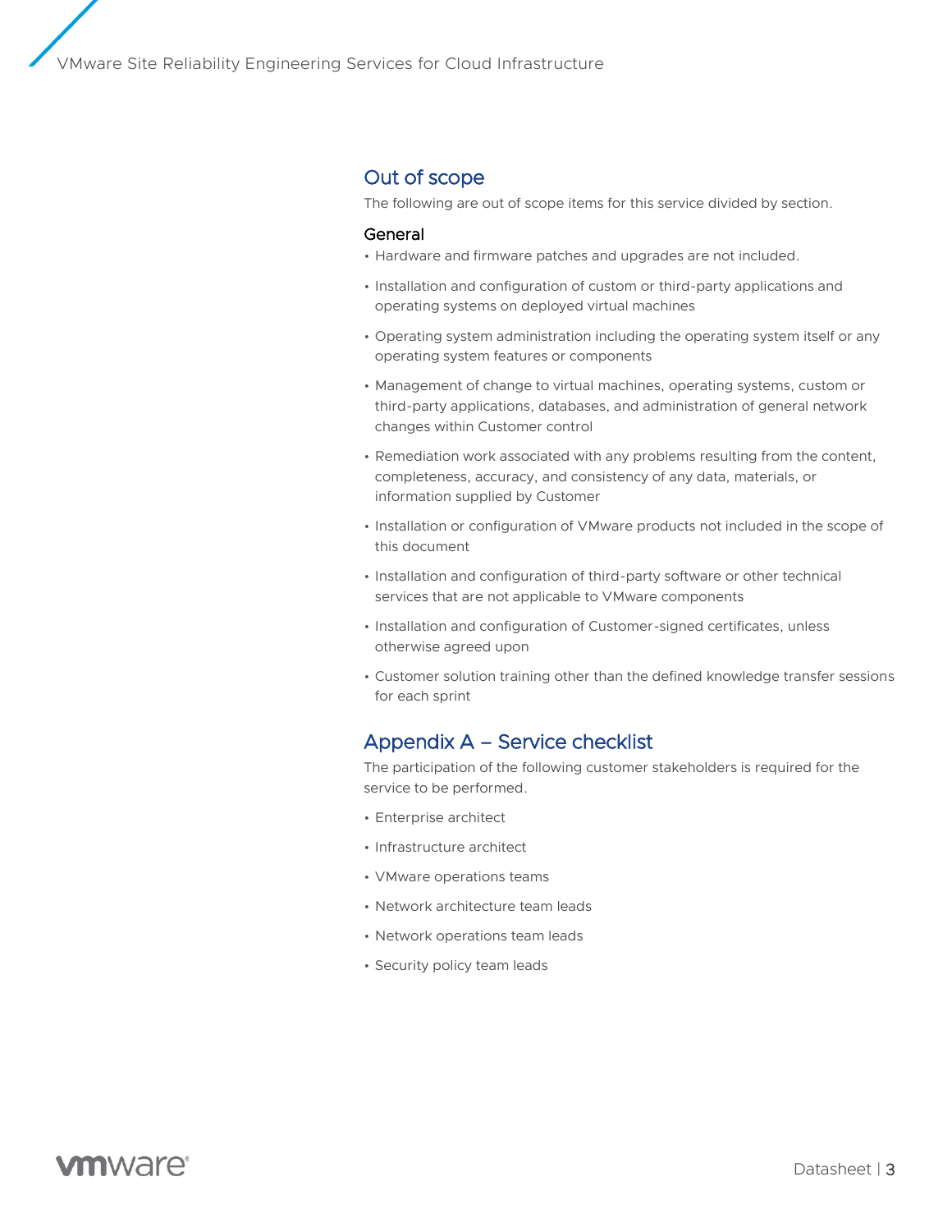## Out of scope

The following are out of scope items for this service divided by section.

### General

- Hardware and firmware patches and upgrades are not included.
- Installation and configuration of custom or third-party applications and operating systems on deployed virtual machines
- Operating system administration including the operating system itself or any operating system features or components
- Management of change to virtual machines, operating systems, custom or third-party applications, databases, and administration of general network changes within Customer control
- Remediation work associated with any problems resulting from the content, completeness, accuracy, and consistency of any data, materials, or information supplied by Customer
- Installation or configuration of VMware products not included in the scope of this document
- Installation and configuration of third-party software or other technical services that are not applicable to VMware components
- Installation and configuration of Customer-signed certificates, unless otherwise agreed upon
- Customer solution training other than the defined knowledge transfer sessions for each sprint

## Appendix A – Service checklist

The participation of the following customer stakeholders is required for the service to be performed.

- Enterprise architect
- Infrastructure architect
- VMware operations teams
- Network architecture team leads
- Network operations team leads
- Security policy team leads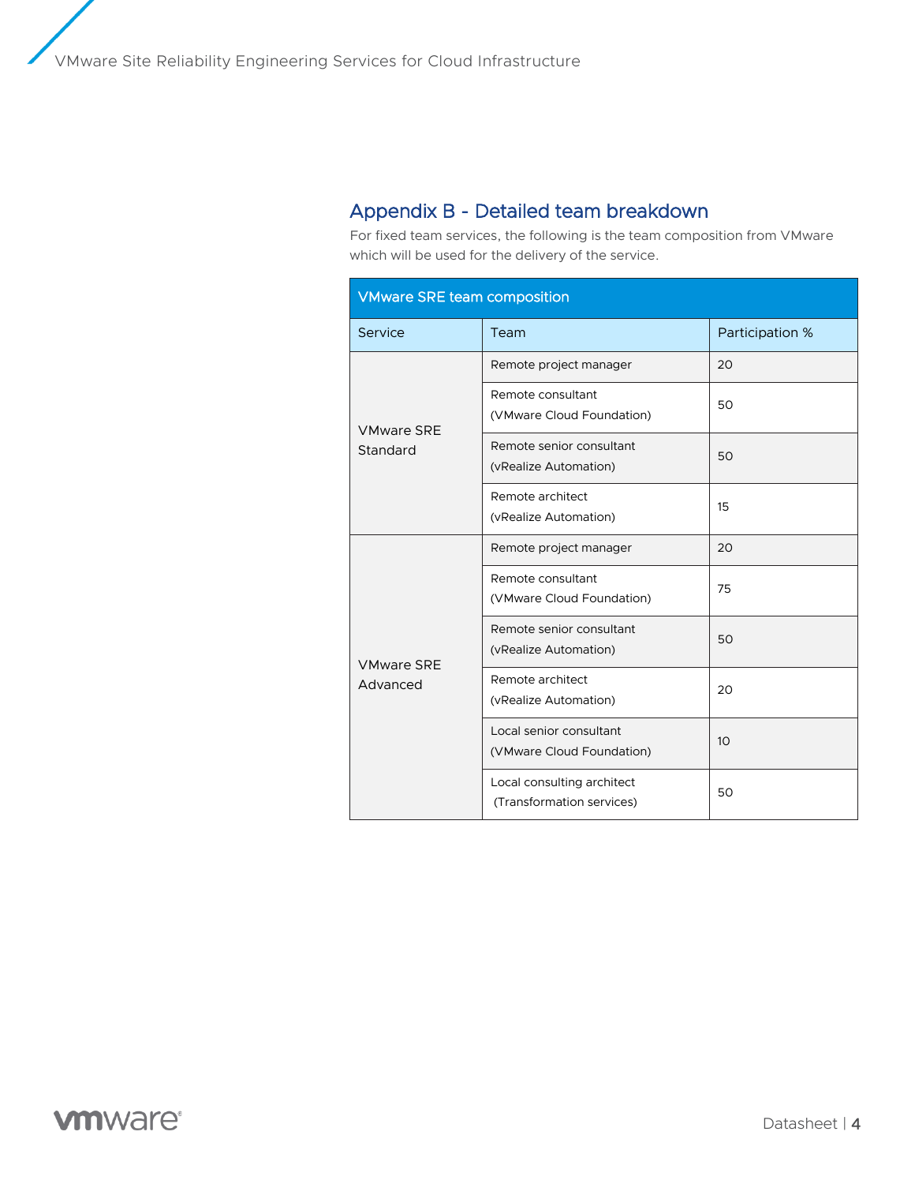## Appendix B - Detailed team breakdown

For fixed team services, the following is the team composition from VMware which will be used for the delivery of the service.

| VMware SRE team composition | | |
|---|---|---|
| **Service** | **Team** | **Participation %** |
| VMware SRE Standard | Remote project manager | 20 |
| | Remote consultant (VMware Cloud Foundation) | 50 |
| | Remote senior consultant (vRealize Automation) | 50 |
| | Remote architect (vRealize Automation) | 15 |
| VMware SRE Advanced | Remote project manager | 20 |
| | Remote consultant (VMware Cloud Foundation) | 75 |
| | Remote senior consultant (vRealize Automation) | 50 |
| | Remote architect (vRealize Automation) | 20 |
| | Local senior consultant (VMware Cloud Foundation) | 10 |
| | Local consulting architect (Transformation services) | 50 |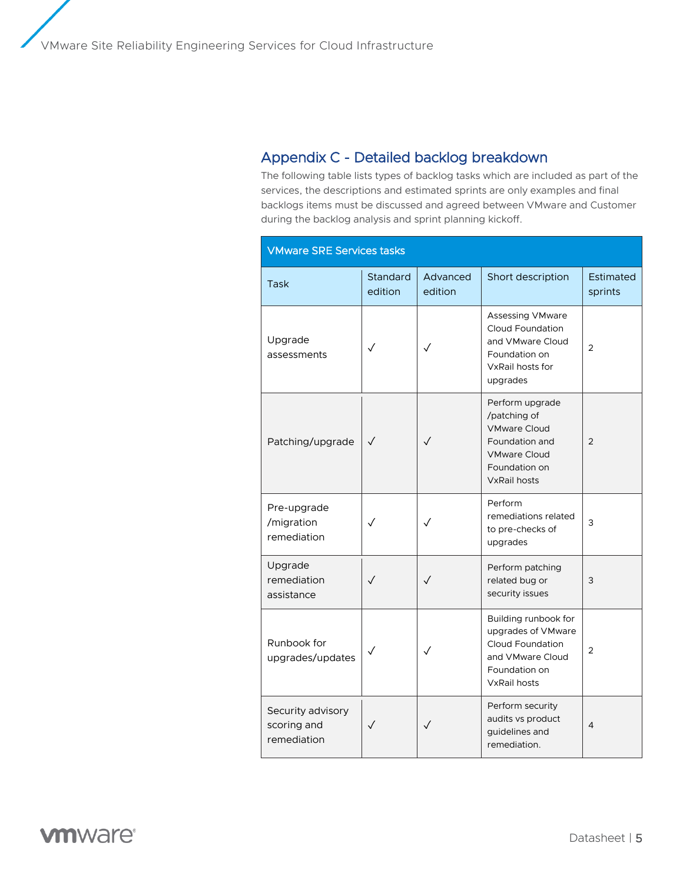## Appendix C - Detailed backlog breakdown

The following table lists types of backlog tasks which are included as part of the services, the descriptions and estimated sprints are only examples and final backlogs items must be discussed and agreed between VMware and Customer during the backlog analysis and sprint planning kickoff.

| VMware SRE Services tasks | | | | |
|---|---|---|---|---|
| **Task** | **Standard edition** | **Advanced edition** | **Short description** | **Estimated sprints** |
| Upgrade assessments | ✓ | ✓ | Assessing VMware Cloud Foundation and VMware Cloud Foundation on VxRail hosts for upgrades | 2 |
| Patching/upgrade | ✓ | ✓ | Perform upgrade /patching of VMware Cloud Foundation and VMware Cloud Foundation on VxRail hosts | 2 |
| Pre-upgrade /migration remediation | ✓ | ✓ | Perform remediations related to pre-checks of upgrades | 3 |
| Upgrade remediation assistance | ✓ | ✓ | Perform patching related bug or security issues | 3 |
| Runbook for upgrades/updates | ✓ | ✓ | Building runbook for upgrades of VMware Cloud Foundation and VMware Cloud Foundation on VxRail hosts | 2 |
| Security advisory scoring and remediation | ✓ | ✓ | Perform security audits vs product guidelines and remediation. | 4 |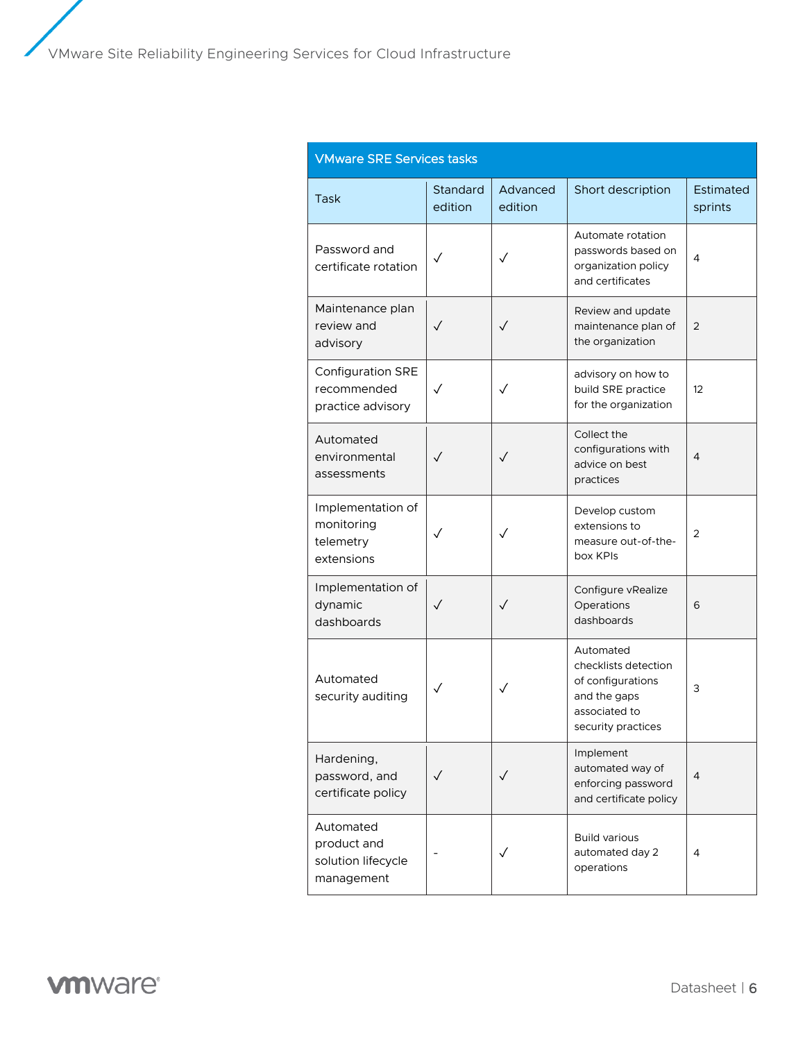| VMware SRE Services tasks | | | | |
|---|---|---|---|---|
| **Task** | **Standard edition** | **Advanced edition** | **Short description** | **Estimated sprints** |
| Password and certificate rotation | ✓ | ✓ | Automate rotation passwords based on organization policy and certificates | 4 |
| Maintenance plan review and advisory | ✓ | ✓ | Review and update maintenance plan of the organization | 2 |
| Configuration SRE recommended practice advisory | ✓ | ✓ | advisory on how to build SRE practice for the organization | 12 |
| Automated environmental assessments | ✓ | ✓ | Collect the configurations with advice on best practices | 4 |
| Implementation of monitoring telemetry extensions | ✓ | ✓ | Develop custom extensions to measure out-of-the-box KPIs | 2 |
| Implementation of dynamic dashboards | ✓ | ✓ | Configure vRealize Operations dashboards | 6 |
| Automated security auditing | ✓ | ✓ | Automated checklists detection of configurations and the gaps associated to security practices | 3 |
| Hardening, password, and certificate policy | ✓ | ✓ | Implement automated way of enforcing password and certificate policy | 4 |
| Automated product and solution lifecycle management | - | ✓ | Build various automated day 2 operations | 4 |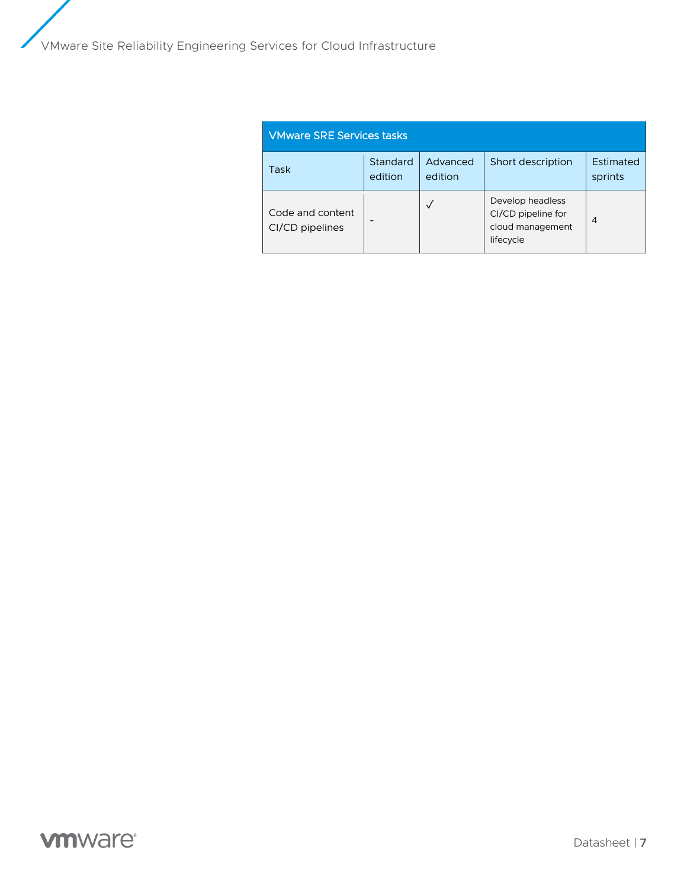| VMware SRE Services tasks | | | | |
|---|---|---|---|---|
| Task | Standard edition | Advanced edition | Short description | Estimated sprints |
| Code and content CI/CD pipelines | - | ✓ | Develop headless CI/CD pipeline for cloud management lifecycle | 4 |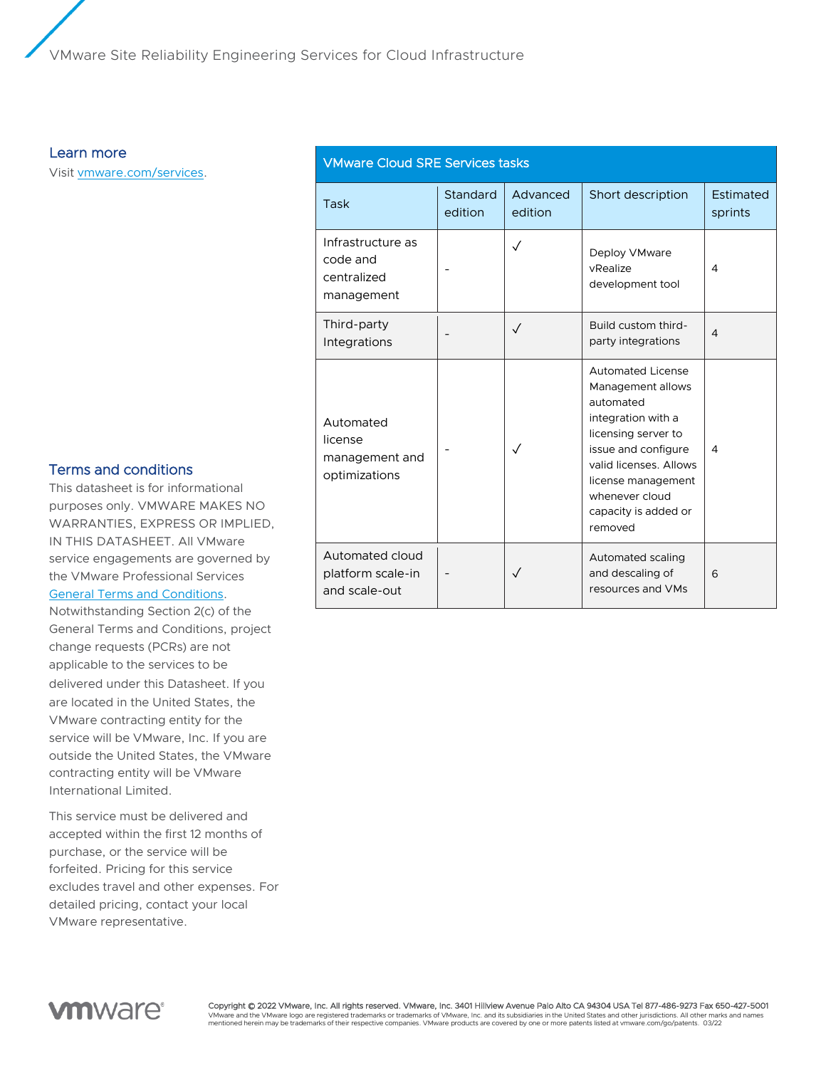## Learn more

Visit [vmware.com/services](vmware.com/services).

## Terms and conditions

This datasheet is for informational purposes only. VMWARE MAKES NO WARRANTIES, EXPRESS OR IMPLIED, IN THIS DATASHEET. All VMware service engagements are governed by the VMware Professional Services General Terms and Conditions. Notwithstanding Section 2(c) of the General Terms and Conditions, project change requests (PCRs) are not applicable to the services to be delivered under this Datasheet. If you are located in the United States, the VMware contracting entity for the service will be VMware, Inc. If you are outside the United States, the VMware contracting entity will be VMware International Limited.

This service must be delivered and accepted within the first 12 months of purchase, or the service will be forfeited. Pricing for this service excludes travel and other expenses. For detailed pricing, contact your local VMware representative.

**VMware Cloud SRE Services tasks**

| Task | Standard edition | Advanced edition | Short description | Estimated sprints |
|---|---|---|---|---|
| Infrastructure as code and centralized management | - | ✓ | Deploy VMware vRealize development tool | 4 |
| Third-party Integrations | - | ✓ | Build custom third-party integrations | 4 |
| Automated license management and optimizations | - | ✓ | Automated License Management allows automated integration with a licensing server to issue and configure valid licenses. Allows license management whenever cloud capacity is added or removed | 4 |
| Automated cloud platform scale-in and scale-out | - | ✓ | Automated scaling and descaling of resources and VMs | 6 |

Copyright © 2022 VMware, Inc. All rights reserved. VMware, Inc. 3401 Hillview Avenue Palo Alto CA 94304 USA Tel 877-486-9273 Fax 650-427-5001 VMware and the VMware logo are registered trademarks or trademarks of VMware, Inc. and its subsidiaries in the United States and other jurisdictions. All other marks and names mentioned herein may be trademarks of their respective companies. VMware products are covered by one or more patents listed at vmware.com/go/patents. 03/22